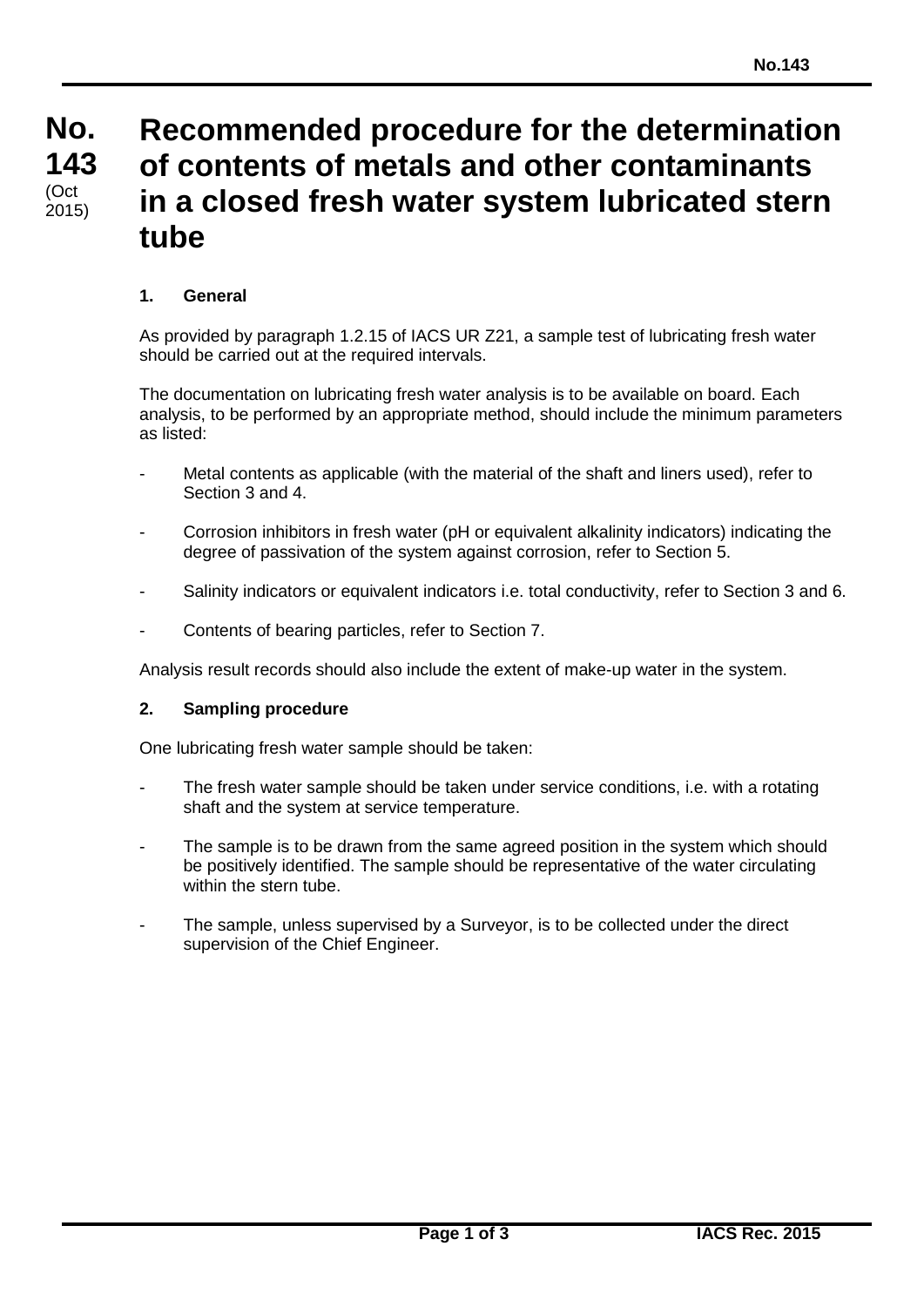**No. 143**
(Oct 2015)

# Recommended procedure for the determination of contents of metals and other contaminants in a closed fresh water system lubricated stern tube

## 1. General

As provided by paragraph 1.2.15 of IACS UR Z21, a sample test of lubricating fresh water should be carried out at the required intervals.

The documentation on lubricating fresh water analysis is to be available on board. Each analysis, to be performed by an appropriate method, should include the minimum parameters as listed:

- Metal contents as applicable (with the material of the shaft and liners used), refer to Section 3 and 4.
- Corrosion inhibitors in fresh water (pH or equivalent alkalinity indicators) indicating the degree of passivation of the system against corrosion, refer to Section 5.
- Salinity indicators or equivalent indicators i.e. total conductivity, refer to Section 3 and 6.
- Contents of bearing particles, refer to Section 7.

Analysis result records should also include the extent of make-up water in the system.

## 2. Sampling procedure

One lubricating fresh water sample should be taken:

- The fresh water sample should be taken under service conditions, i.e. with a rotating shaft and the system at service temperature.
- The sample is to be drawn from the same agreed position in the system which should be positively identified. The sample should be representative of the water circulating within the stern tube.
- The sample, unless supervised by a Surveyor, is to be collected under the direct supervision of the Chief Engineer.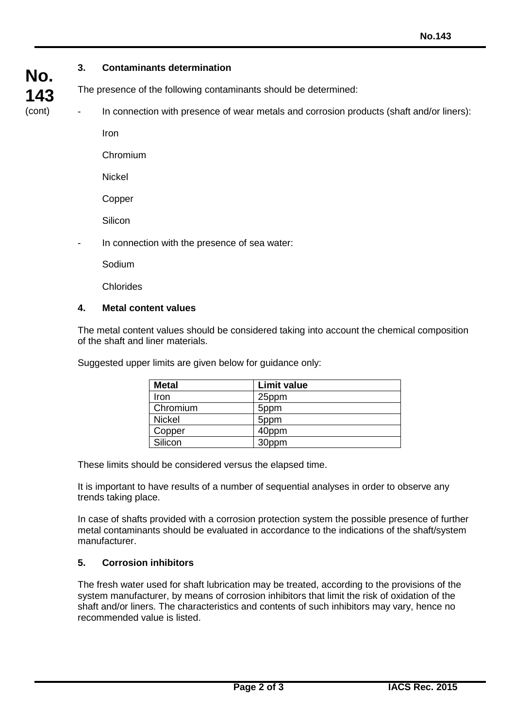### 3. Contaminants determination

The presence of the following contaminants should be determined:

- In connection with presence of wear metals and corrosion products (shaft and/or liners):

  Iron

  Chromium

  Nickel

  Copper

  Silicon

- In connection with the presence of sea water:

  Sodium

  Chlorides

### 4. Metal content values

The metal content values should be considered taking into account the chemical composition of the shaft and liner materials.

Suggested upper limits are given below for guidance only:

| Metal | Limit value |
|---|---|
| Iron | 25ppm |
| Chromium | 5ppm |
| Nickel | 5ppm |
| Copper | 40ppm |
| Silicon | 30ppm |

These limits should be considered versus the elapsed time.

It is important to have results of a number of sequential analyses in order to observe any trends taking place.

In case of shafts provided with a corrosion protection system the possible presence of further metal contaminants should be evaluated in accordance to the indications of the shaft/system manufacturer.

### 5. Corrosion inhibitors

The fresh water used for shaft lubrication may be treated, according to the provisions of the system manufacturer, by means of corrosion inhibitors that limit the risk of oxidation of the shaft and/or liners. The characteristics and contents of such inhibitors may vary, hence no recommended value is listed.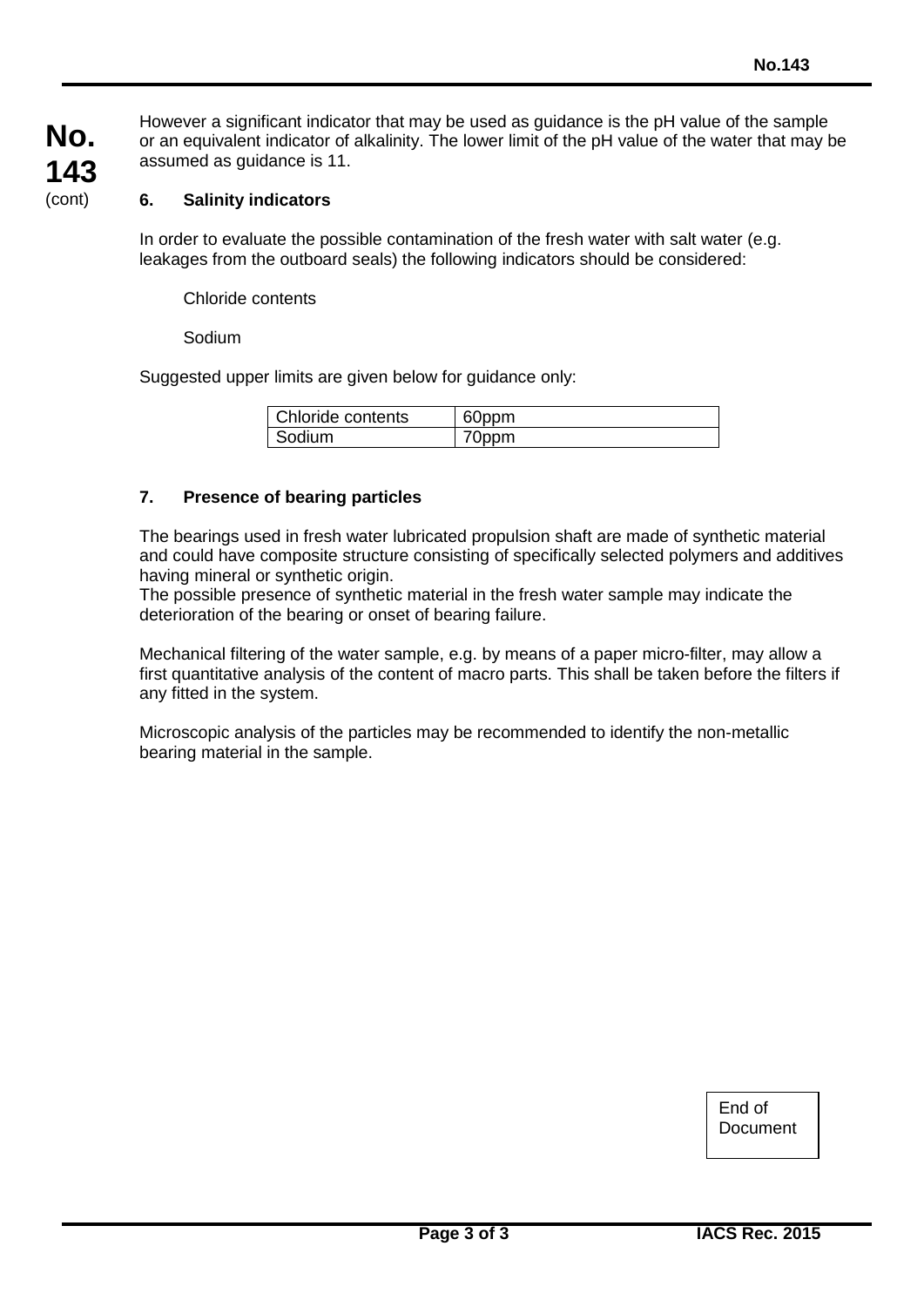However a significant indicator that may be used as guidance is the pH value of the sample or an equivalent indicator of alkalinity. The lower limit of the pH value of the water that may be assumed as guidance is 11.

### 6. Salinity indicators

In order to evaluate the possible contamination of the fresh water with salt water (e.g. leakages from the outboard seals) the following indicators should be considered:

Chloride contents

Sodium

Suggested upper limits are given below for guidance only:

| | |
|---|---|
| Chloride contents | 60ppm |
| Sodium | 70ppm |

### 7. Presence of bearing particles

The bearings used in fresh water lubricated propulsion shaft are made of synthetic material and could have composite structure consisting of specifically selected polymers and additives having mineral or synthetic origin.
The possible presence of synthetic material in the fresh water sample may indicate the deterioration of the bearing or onset of bearing failure.

Mechanical filtering of the water sample, e.g. by means of a paper micro-filter, may allow a first quantitative analysis of the content of macro parts. This shall be taken before the filters if any fitted in the system.

Microscopic analysis of the particles may be recommended to identify the non-metallic bearing material in the sample.

End of Document